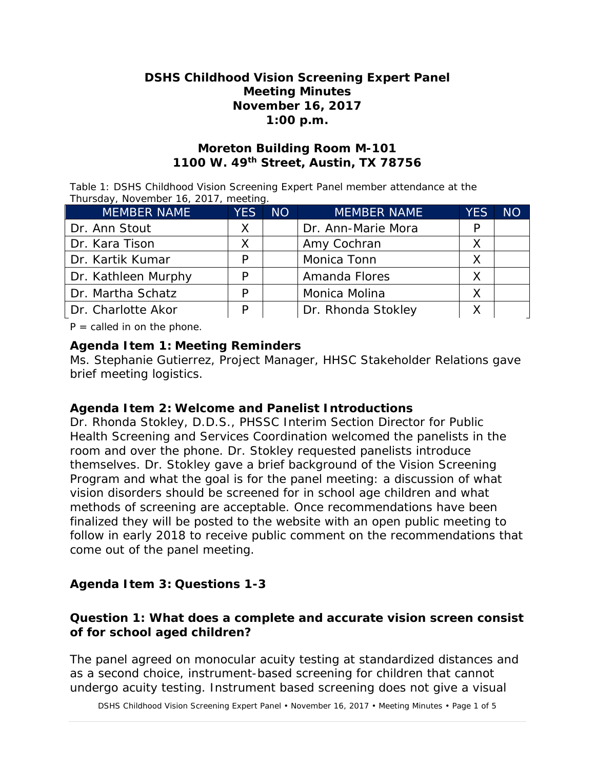# DSHS Childhood Vision Screening Expert Panel
# Meeting Minutes
# November 16, 2017
# 1:00 p.m.

## Moreton Building Room M-101
## 1100 W. 49th Street, Austin, TX 78756

Table 1: DSHS Childhood Vision Screening Expert Panel member attendance at the Thursday, November 16, 2017, meeting.

| MEMBER NAME | YES | NO | MEMBER NAME | YES | NO |
|---|---|---|---|---|---|
| Dr. Ann Stout | X | | Dr. Ann-Marie Mora | P | |
| Dr. Kara Tison | X | | Amy Cochran | X | |
| Dr. Kartik Kumar | P | | Monica Tonn | X | |
| Dr. Kathleen Murphy | P | | Amanda Flores | X | |
| Dr. Martha Schatz | P | | Monica Molina | X | |
| Dr. Charlotte Akor | P | | Dr. Rhonda Stokley | X | |

P = called in on the phone.

### Agenda Item 1: Meeting Reminders

Ms. Stephanie Gutierrez, Project Manager, HHSC Stakeholder Relations gave brief meeting logistics.

### Agenda Item 2: Welcome and Panelist Introductions

Dr. Rhonda Stokley, D.D.S., PHSSC Interim Section Director for Public Health Screening and Services Coordination welcomed the panelists in the room and over the phone. Dr. Stokley requested panelists introduce themselves. Dr. Stokley gave a brief background of the Vision Screening Program and what the goal is for the panel meeting: a discussion of what vision disorders should be screened for in school age children and what methods of screening are acceptable. Once recommendations have been finalized they will be posted to the website with an open public meeting to follow in early 2018 to receive public comment on the recommendations that come out of the panel meeting.

### Agenda Item 3: Questions 1-3

### Question 1: What does a complete and accurate vision screen consist of for school aged children?

The panel agreed on monocular acuity testing at standardized distances and as a second choice, instrument-based screening for children that cannot undergo acuity testing. Instrument based screening does not give a visual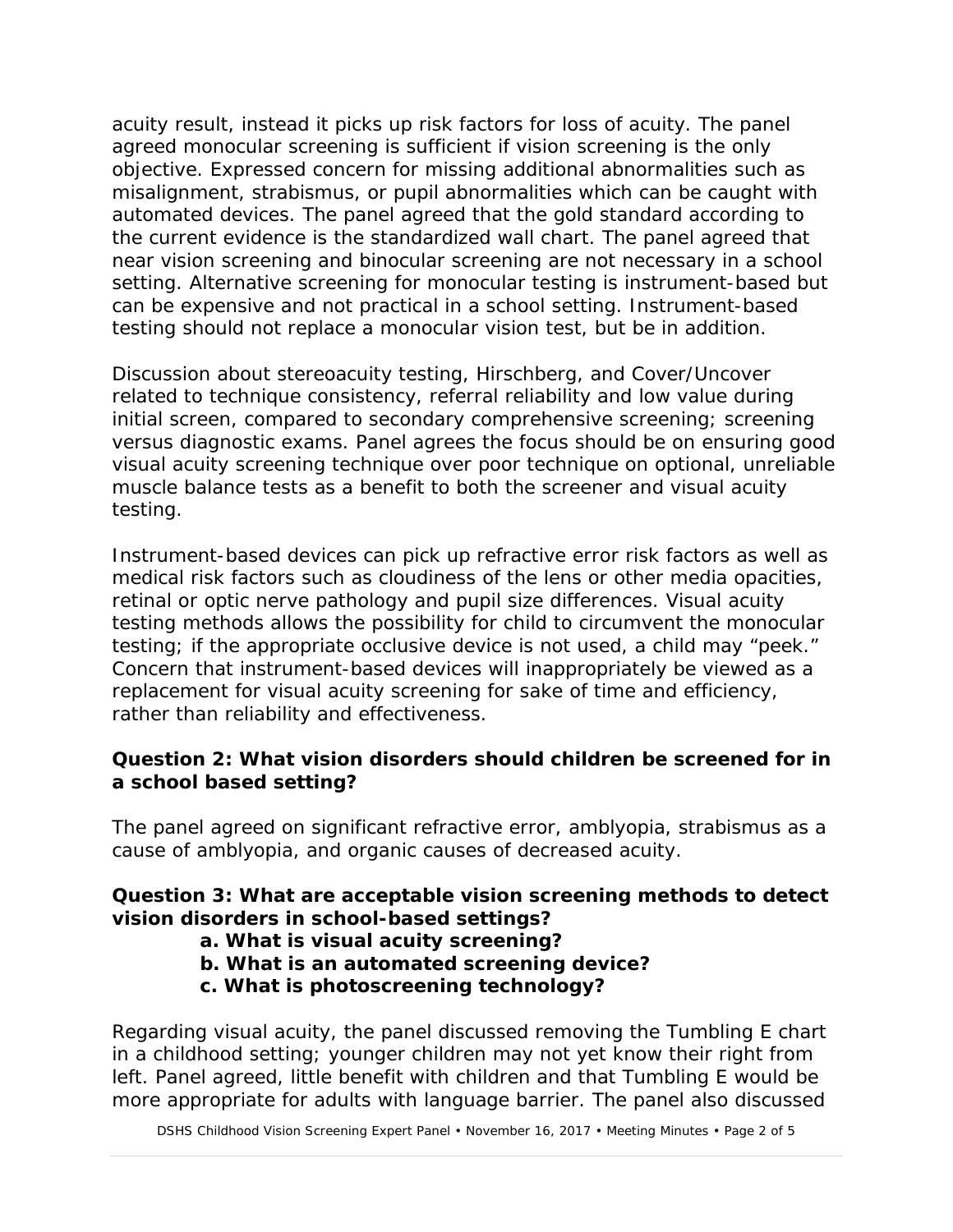acuity result, instead it picks up risk factors for loss of acuity. The panel agreed monocular screening is sufficient if vision screening is the only objective. Expressed concern for missing additional abnormalities such as misalignment, strabismus, or pupil abnormalities which can be caught with automated devices. The panel agreed that the gold standard according to the current evidence is the standardized wall chart. The panel agreed that near vision screening and binocular screening are not necessary in a school setting. Alternative screening for monocular testing is instrument-based but can be expensive and not practical in a school setting. Instrument-based testing should not replace a monocular vision test, but be in addition.

Discussion about stereoacuity testing, Hirschberg, and Cover/Uncover related to technique consistency, referral reliability and low value during initial screen, compared to secondary comprehensive screening; screening versus diagnostic exams. Panel agrees the focus should be on ensuring good visual acuity screening technique over poor technique on optional, unreliable muscle balance tests as a benefit to both the screener and visual acuity testing.

Instrument-based devices can pick up refractive error risk factors as well as medical risk factors such as cloudiness of the lens or other media opacities, retinal or optic nerve pathology and pupil size differences. Visual acuity testing methods allows the possibility for child to circumvent the monocular testing; if the appropriate occlusive device is not used, a child may "peek." Concern that instrument-based devices will inappropriately be viewed as a replacement for visual acuity screening for sake of time and efficiency, rather than reliability and effectiveness.

**Question 2: What vision disorders should children be screened for in a school based setting?**

The panel agreed on significant refractive error, amblyopia, strabismus as a cause of amblyopia, and organic causes of decreased acuity.

**Question 3: What are acceptable vision screening methods to detect vision disorders in school-based settings?**

**a. What is visual acuity screening?**
**b. What is an automated screening device?**
**c. What is photoscreening technology?**

Regarding visual acuity, the panel discussed removing the Tumbling E chart in a childhood setting; younger children may not yet know their right from left. Panel agreed, little benefit with children and that Tumbling E would be more appropriate for adults with language barrier. The panel also discussed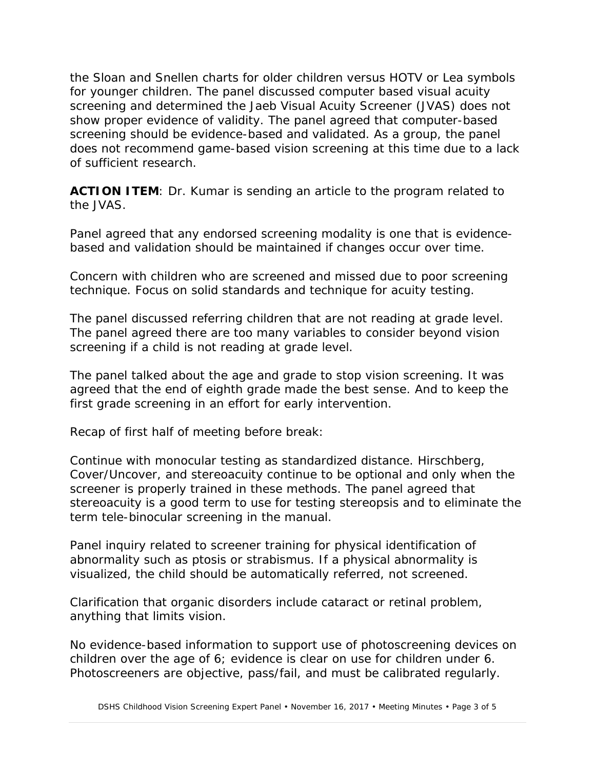the Sloan and Snellen charts for older children versus HOTV or Lea symbols for younger children. The panel discussed computer based visual acuity screening and determined the Jaeb Visual Acuity Screener (JVAS) does not show proper evidence of validity. The panel agreed that computer-based screening should be evidence-based and validated. As a group, the panel does not recommend game-based vision screening at this time due to a lack of sufficient research.

**ACTION ITEM**: Dr. Kumar is sending an article to the program related to the JVAS.

Panel agreed that any endorsed screening modality is one that is evidence-based and validation should be maintained if changes occur over time.

Concern with children who are screened and missed due to poor screening technique. Focus on solid standards and technique for acuity testing.

The panel discussed referring children that are not reading at grade level. The panel agreed there are too many variables to consider beyond vision screening if a child is not reading at grade level.

The panel talked about the age and grade to stop vision screening. It was agreed that the end of eighth grade made the best sense. And to keep the first grade screening in an effort for early intervention.

Recap of first half of meeting before break:

Continue with monocular testing as standardized distance. Hirschberg, Cover/Uncover, and stereoacuity continue to be optional and only when the screener is properly trained in these methods. The panel agreed that stereoacuity is a good term to use for testing stereopsis and to eliminate the term tele-binocular screening in the manual.

Panel inquiry related to screener training for physical identification of abnormality such as ptosis or strabismus. If a physical abnormality is visualized, the child should be automatically referred, not screened.

Clarification that organic disorders include cataract or retinal problem, anything that limits vision.

No evidence-based information to support use of photoscreening devices on children over the age of 6; evidence is clear on use for children under 6. Photoscreeners are objective, pass/fail, and must be calibrated regularly.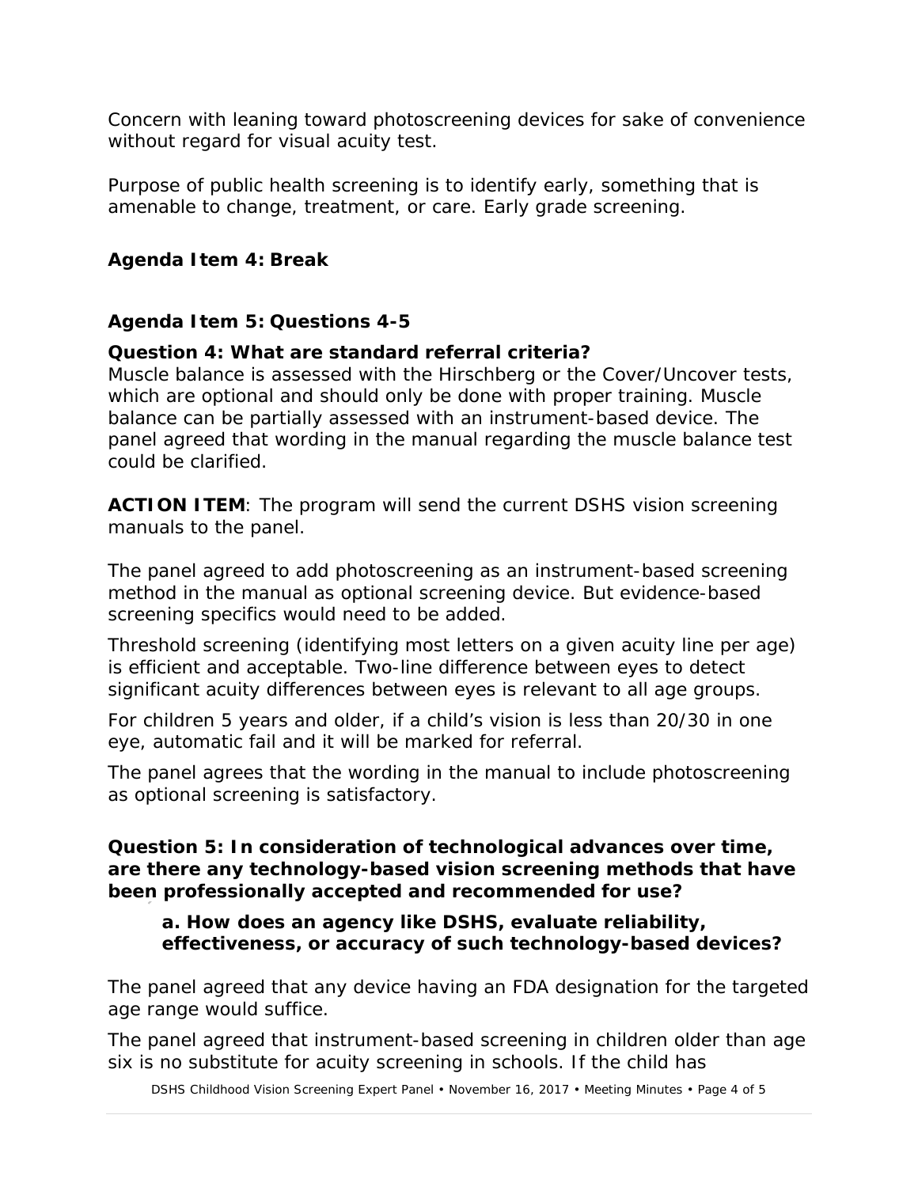Concern with leaning toward photoscreening devices for sake of convenience without regard for visual acuity test.

Purpose of public health screening is to identify early, something that is amenable to change, treatment, or care. Early grade screening.

### Agenda Item 4: Break

### Agenda Item 5: Questions 4-5

**Question 4: What are standard referral criteria?**

Muscle balance is assessed with the Hirschberg or the Cover/Uncover tests, which are optional and should only be done with proper training. Muscle balance can be partially assessed with an instrument-based device. The panel agreed that wording in the manual regarding the muscle balance test could be clarified.

**ACTION ITEM**: The program will send the current DSHS vision screening manuals to the panel.

The panel agreed to add photoscreening as an instrument-based screening method in the manual as optional screening device. But evidence-based screening specifics would need to be added.

Threshold screening (identifying most letters on a given acuity line per age) is efficient and acceptable. Two-line difference between eyes to detect significant acuity differences between eyes is relevant to all age groups.

For children 5 years and older, if a child's vision is less than 20/30 in one eye, automatic fail and it will be marked for referral.

The panel agrees that the wording in the manual to include photoscreening as optional screening is satisfactory.

**Question 5: In consideration of technological advances over time, are there any technology-based vision screening methods that have been professionally accepted and recommended for use?**

> **a. How does an agency like DSHS, evaluate reliability, effectiveness, or accuracy of such technology-based devices?**

The panel agreed that any device having an FDA designation for the targeted age range would suffice.

The panel agreed that instrument-based screening in children older than age six is no substitute for acuity screening in schools. If the child has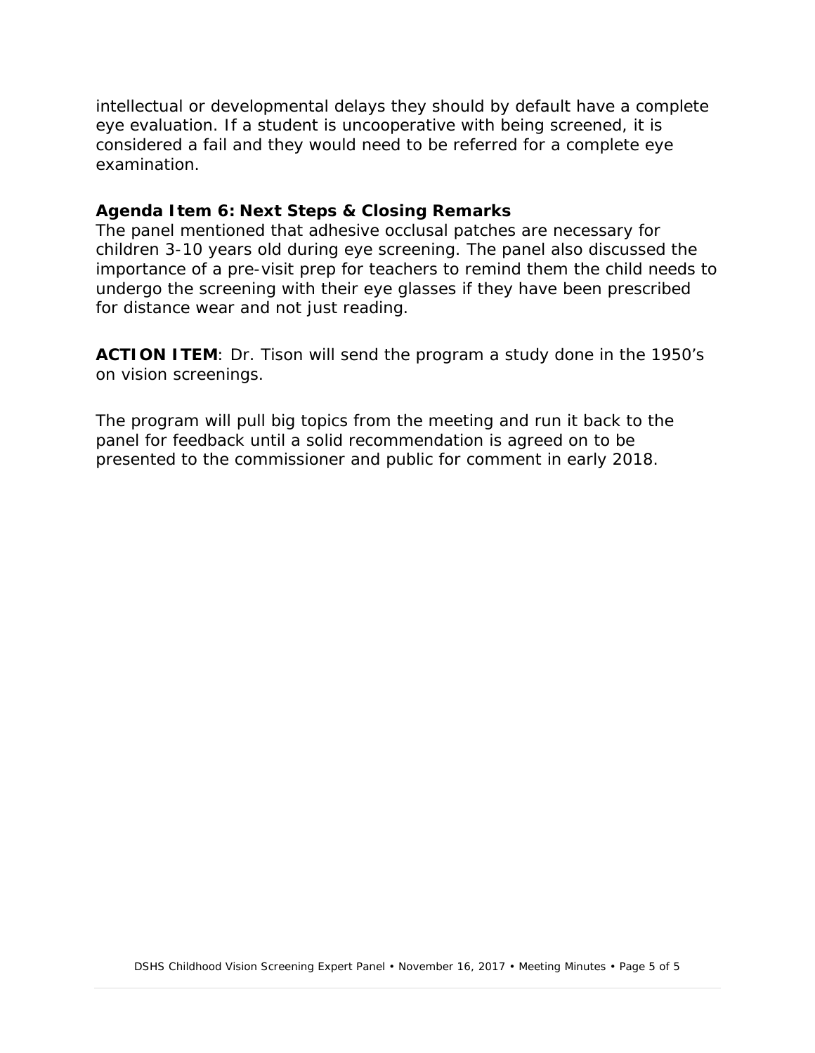intellectual or developmental delays they should by default have a complete eye evaluation. If a student is uncooperative with being screened, it is considered a fail and they would need to be referred for a complete eye examination.

### Agenda Item 6: Next Steps & Closing Remarks

The panel mentioned that adhesive occlusal patches are necessary for children 3-10 years old during eye screening. The panel also discussed the importance of a pre-visit prep for teachers to remind them the child needs to undergo the screening with their eye glasses if they have been prescribed for distance wear and not just reading.

**ACTION ITEM**: Dr. Tison will send the program a study done in the 1950's on vision screenings.

The program will pull big topics from the meeting and run it back to the panel for feedback until a solid recommendation is agreed on to be presented to the commissioner and public for comment in early 2018.